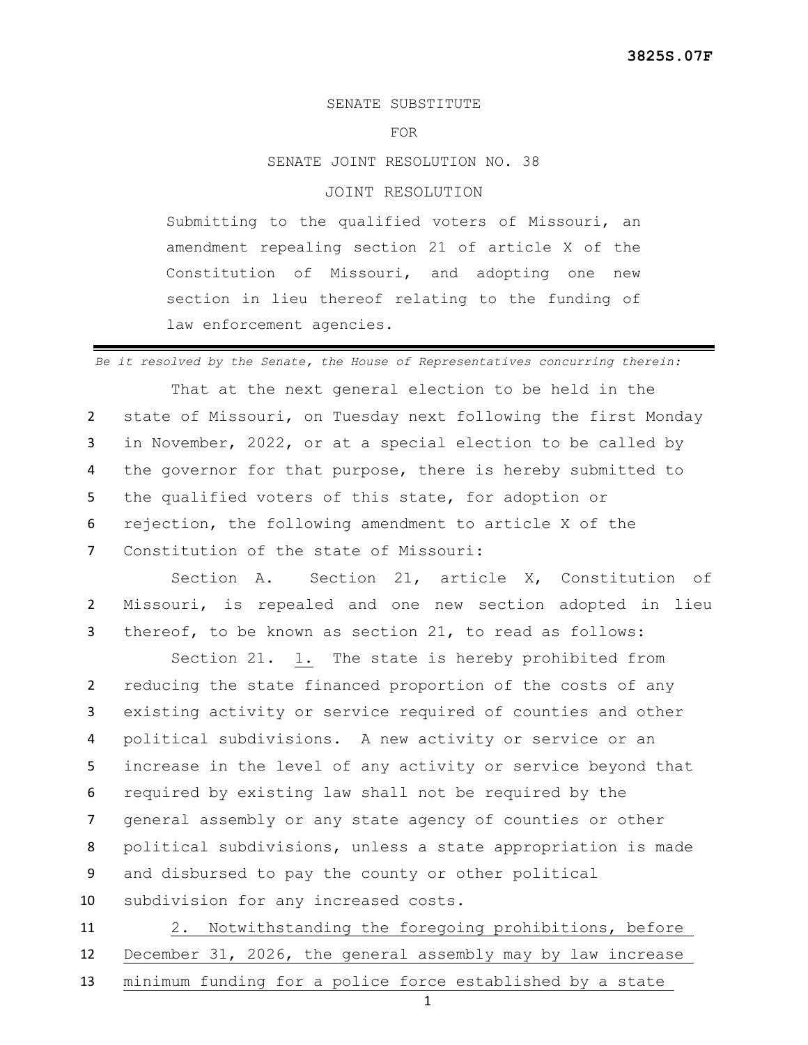3825S.07F

SENATE SUBSTITUTE

FOR

SENATE JOINT RESOLUTION NO. 38

JOINT RESOLUTION

Submitting to the qualified voters of Missouri, an amendment repealing section 21 of article X of the Constitution of Missouri, and adopting one new section in lieu thereof relating to the funding of law enforcement agencies.

---

*Be it resolved by the Senate, the House of Representatives concurring therein:*

That at the next general election to be held in the state of Missouri, on Tuesday next following the first Monday in November, 2022, or at a special election to be called by the governor for that purpose, there is hereby submitted to the qualified voters of this state, for adoption or rejection, the following amendment to article X of the Constitution of the state of Missouri:

Section A. Section 21, article X, Constitution of Missouri, is repealed and one new section adopted in lieu thereof, to be known as section 21, to read as follows:

Section 21. <u>1.</u> The state is hereby prohibited from reducing the state financed proportion of the costs of any existing activity or service required of counties and other political subdivisions. A new activity or service or an increase in the level of any activity or service beyond that required by existing law shall not be required by the general assembly or any state agency of counties or other political subdivisions, unless a state appropriation is made and disbursed to pay the county or other political subdivision for any increased costs.

<u>2. Notwithstanding the foregoing prohibitions, before December 31, 2026, the general assembly may by law increase minimum funding for a police force established by a state</u>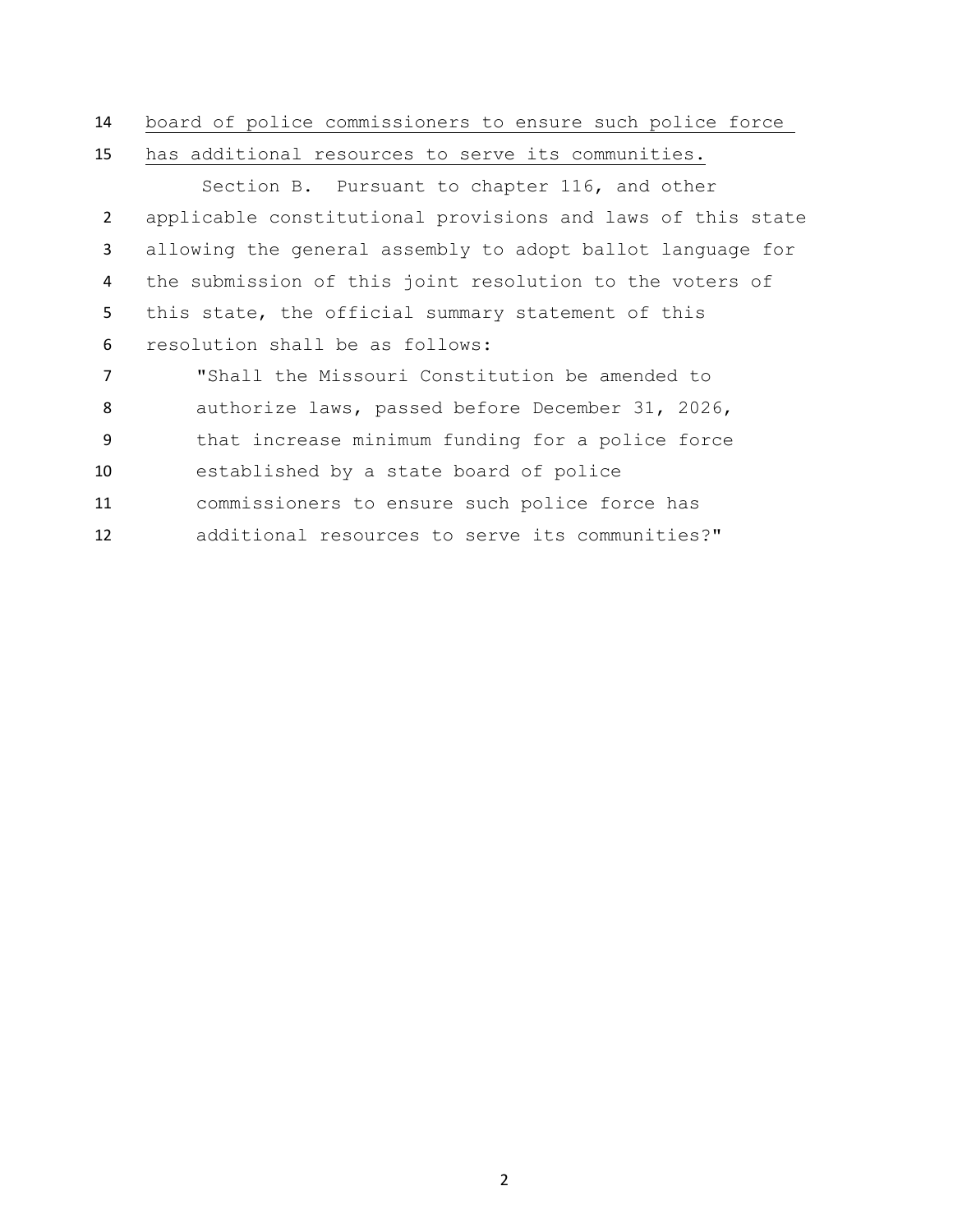board of police commissioners to ensure such police force has additional resources to serve its communities.

Section B. Pursuant to chapter 116, and other applicable constitutional provisions and laws of this state allowing the general assembly to adopt ballot language for the submission of this joint resolution to the voters of this state, the official summary statement of this resolution shall be as follows:

"Shall the Missouri Constitution be amended to authorize laws, passed before December 31, 2026, that increase minimum funding for a police force established by a state board of police commissioners to ensure such police force has additional resources to serve its communities?"